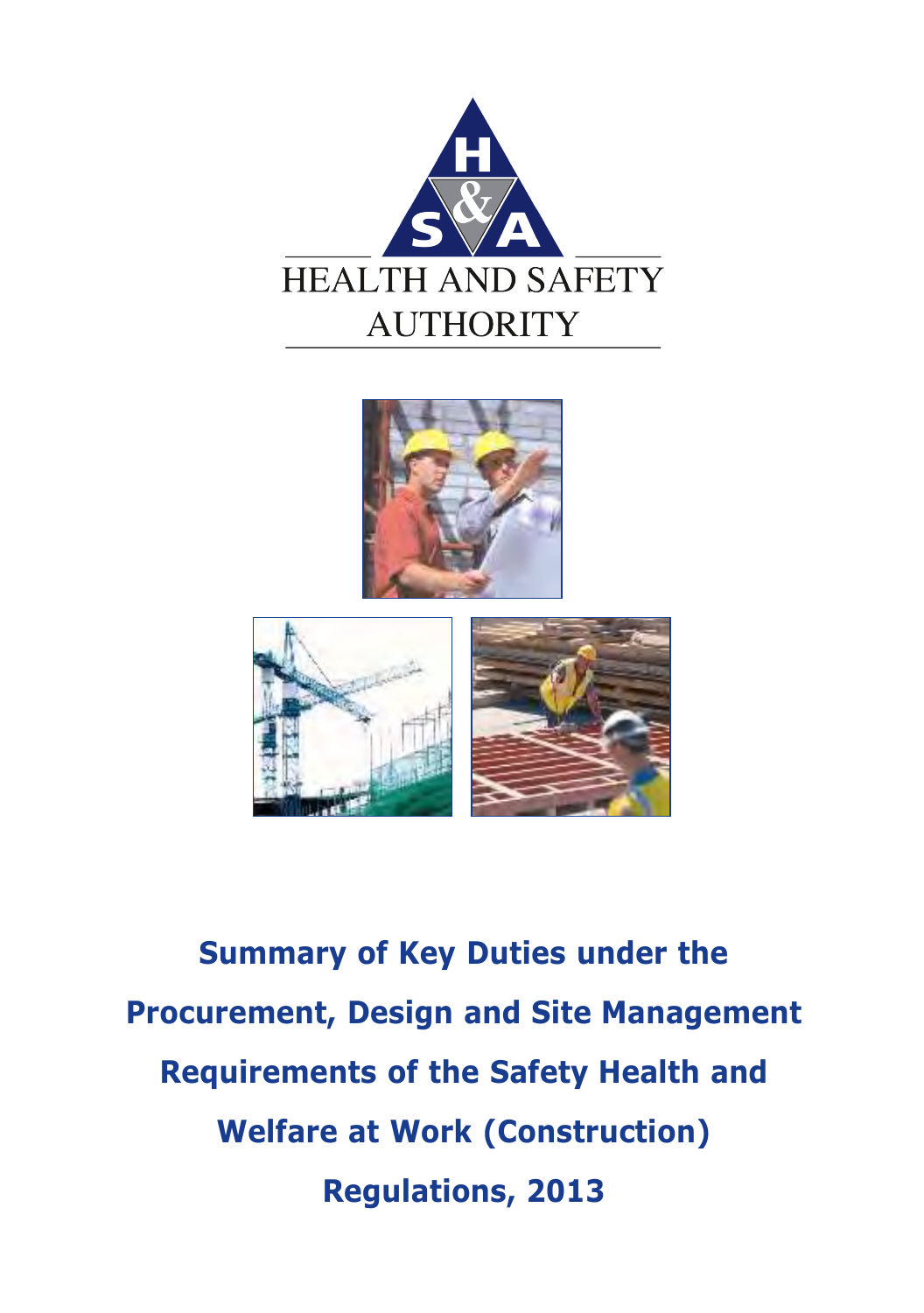HEALTH AND SAFETY AUTHORITY

# Summary of Key Duties under the Procurement, Design and Site Management Requirements of the Safety Health and Welfare at Work (Construction) Regulations, 2013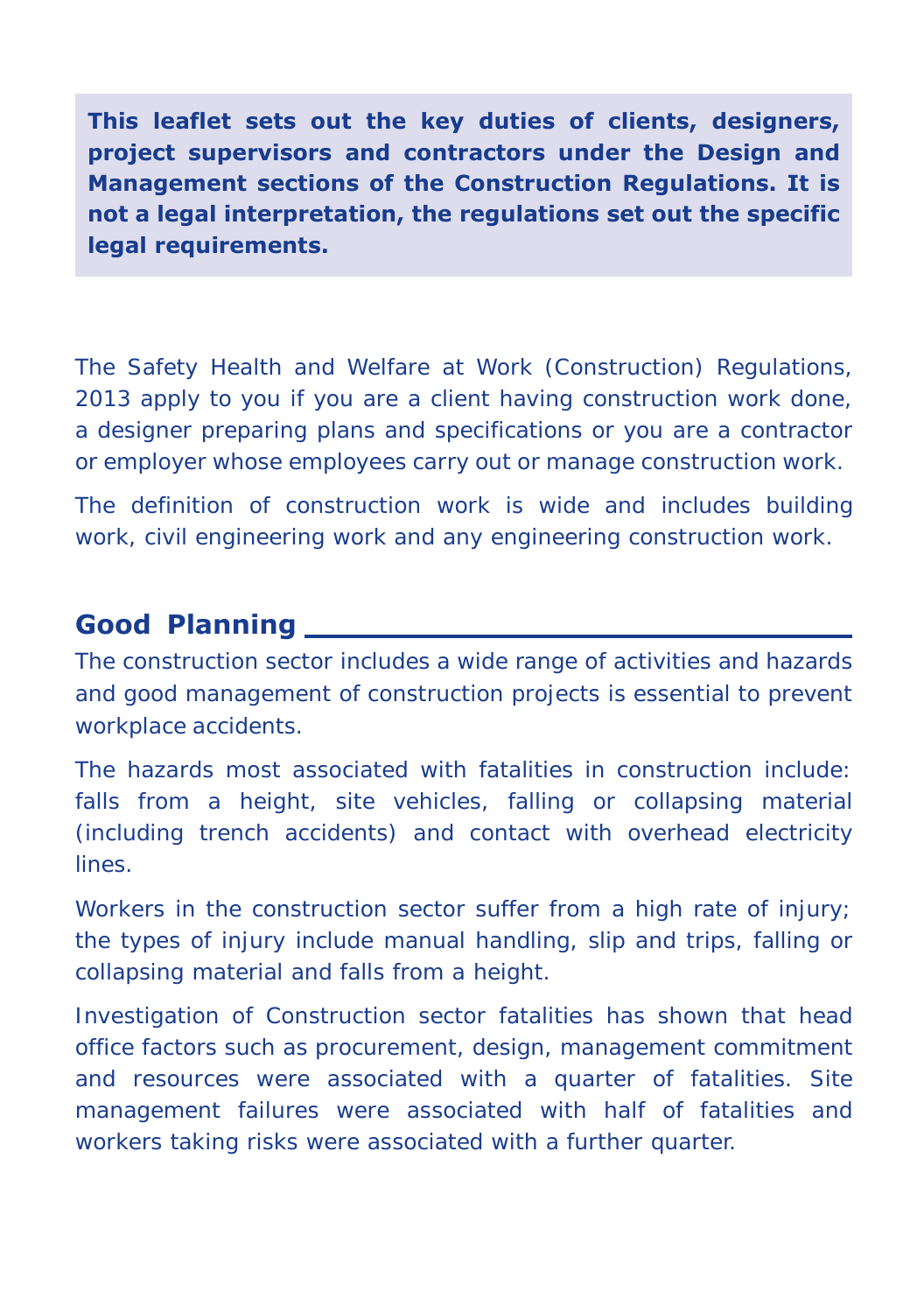**This leaflet sets out the key duties of clients, designers, project supervisors and contractors under the Design and Management sections of the Construction Regulations. It is not a legal interpretation, the regulations set out the specific legal requirements.**

The Safety Health and Welfare at Work (Construction) Regulations, 2013 apply to you if you are a client having construction work done, a designer preparing plans and specifications or you are a contractor or employer whose employees carry out or manage construction work.

The definition of construction work is wide and includes building work, civil engineering work and any engineering construction work.

## Good Planning

The construction sector includes a wide range of activities and hazards and good management of construction projects is essential to prevent workplace accidents.

The hazards most associated with fatalities in construction include: falls from a height, site vehicles, falling or collapsing material (including trench accidents) and contact with overhead electricity lines.

Workers in the construction sector suffer from a high rate of injury; the types of injury include manual handling, slip and trips, falling or collapsing material and falls from a height.

Investigation of Construction sector fatalities has shown that head office factors such as procurement, design, management commitment and resources were associated with a quarter of fatalities. Site management failures were associated with half of fatalities and workers taking risks were associated with a further quarter.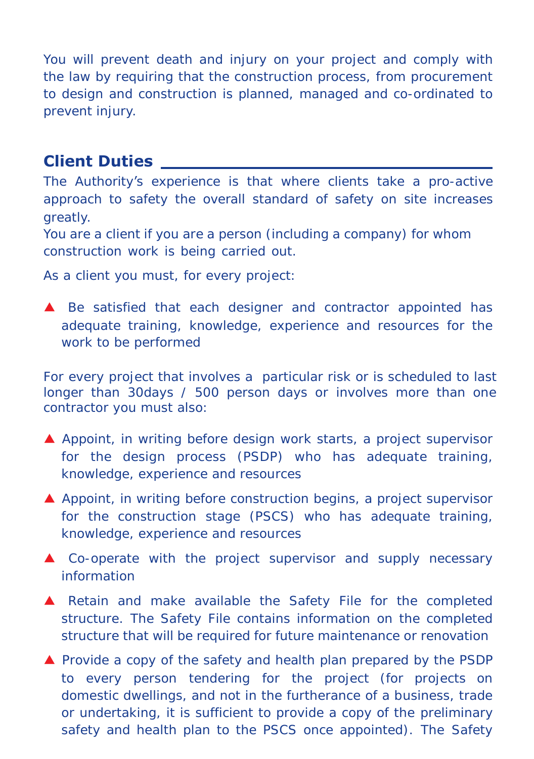You will prevent death and injury on your project and comply with the law by requiring that the construction process, from procurement to design and construction is planned, managed and co-ordinated to prevent injury.

## Client Duties

The Authority's experience is that where clients take a pro-active approach to safety the overall standard of safety on site increases greatly.

You are a client if you are a person (including a company) for whom construction work is being carried out.

As a client you must, for every project:

- Be satisfied that each designer and contractor appointed has adequate training, knowledge, experience and resources for the work to be performed

For every project that involves a particular risk or is scheduled to last longer than 30days / 500 person days or involves more than one contractor you must also:

- Appoint, in writing before design work starts, a project supervisor for the design process (PSDP) who has adequate training, knowledge, experience and resources
- Appoint, in writing before construction begins, a project supervisor for the construction stage (PSCS) who has adequate training, knowledge, experience and resources
- Co-operate with the project supervisor and supply necessary information
- Retain and make available the Safety File for the completed structure. The Safety File contains information on the completed structure that will be required for future maintenance or renovation
- Provide a copy of the safety and health plan prepared by the PSDP to every person tendering for the project (for projects on domestic dwellings, and not in the furtherance of a business, trade or undertaking, it is sufficient to provide a copy of the preliminary safety and health plan to the PSCS once appointed). The Safety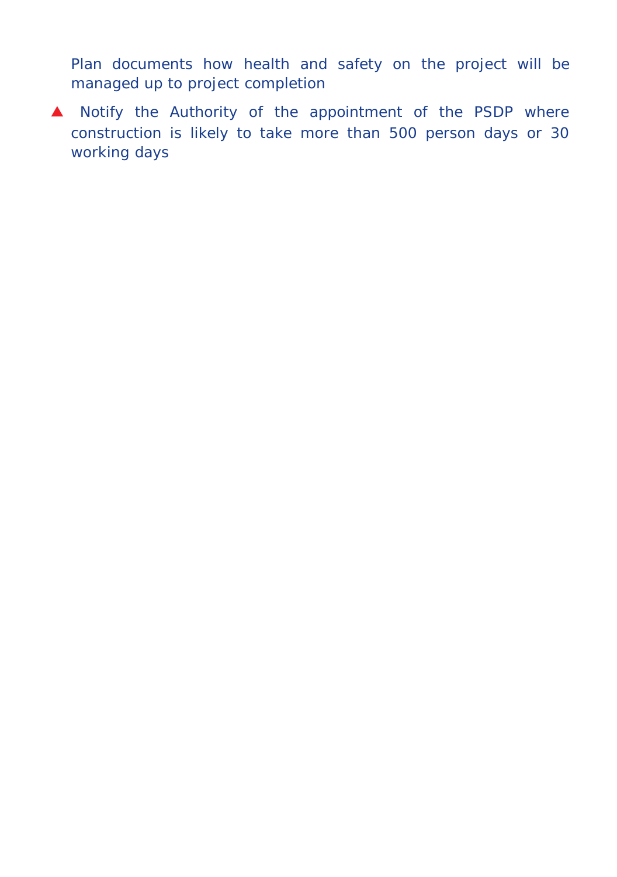Plan documents how health and safety on the project will be managed up to project completion

- Notify the Authority of the appointment of the PSDP where construction is likely to take more than 500 person days or 30 working days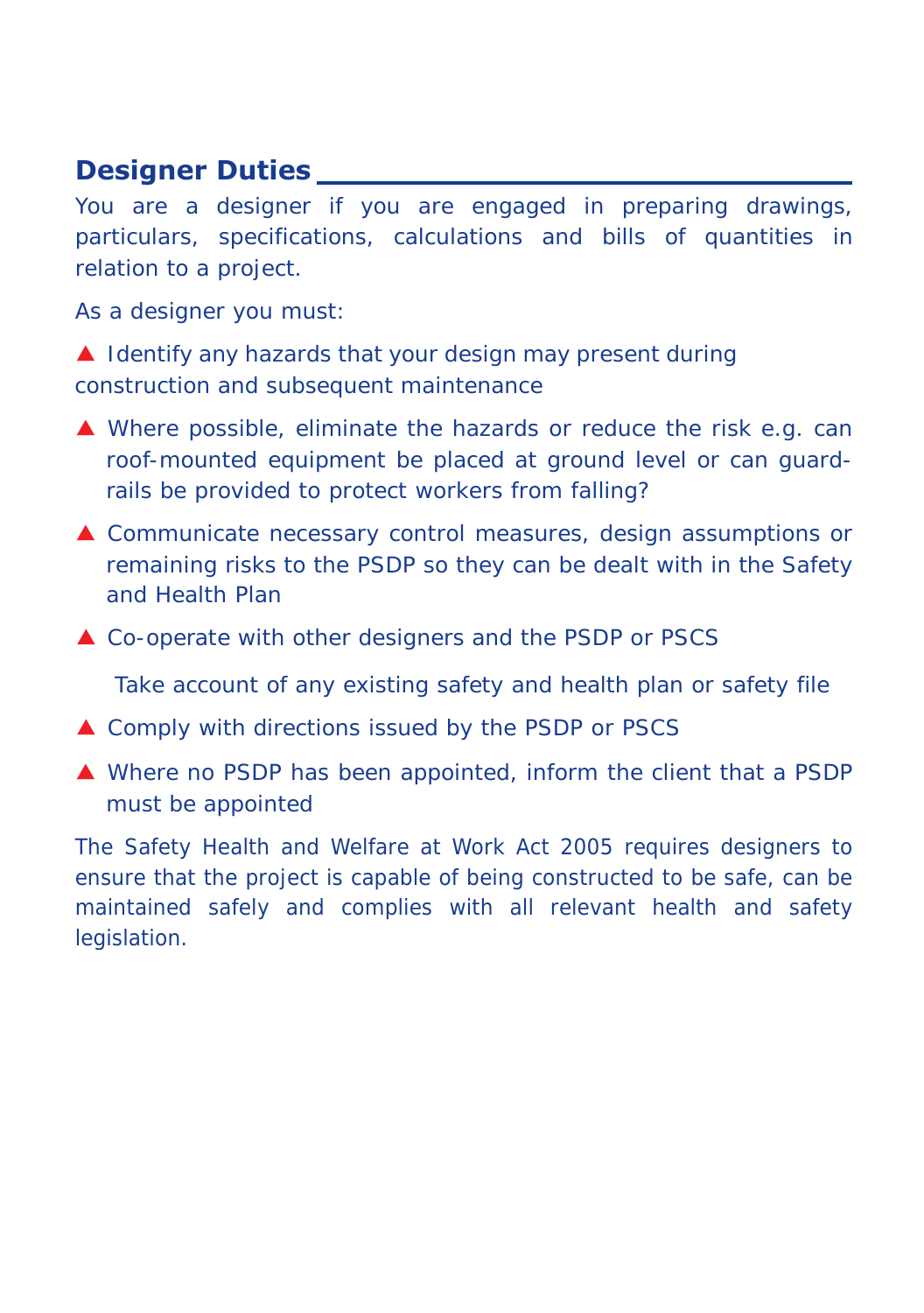## Designer Duties

You are a designer if you are engaged in preparing drawings, particulars, specifications, calculations and bills of quantities in relation to a project.

As a designer you must:

- Identify any hazards that your design may present during construction and subsequent maintenance
- Where possible, eliminate the hazards or reduce the risk e.g. can roof-mounted equipment be placed at ground level or can guard-rails be provided to protect workers from falling?
- Communicate necessary control measures, design assumptions or remaining risks to the PSDP so they can be dealt with in the Safety and Health Plan
- Co-operate with other designers and the PSDP or PSCS

  Take account of any existing safety and health plan or safety file

- Comply with directions issued by the PSDP or PSCS
- Where no PSDP has been appointed, inform the client that a PSDP must be appointed

The Safety Health and Welfare at Work Act 2005 requires designers to ensure that the project is capable of being constructed to be safe, can be maintained safely and complies with all relevant health and safety legislation.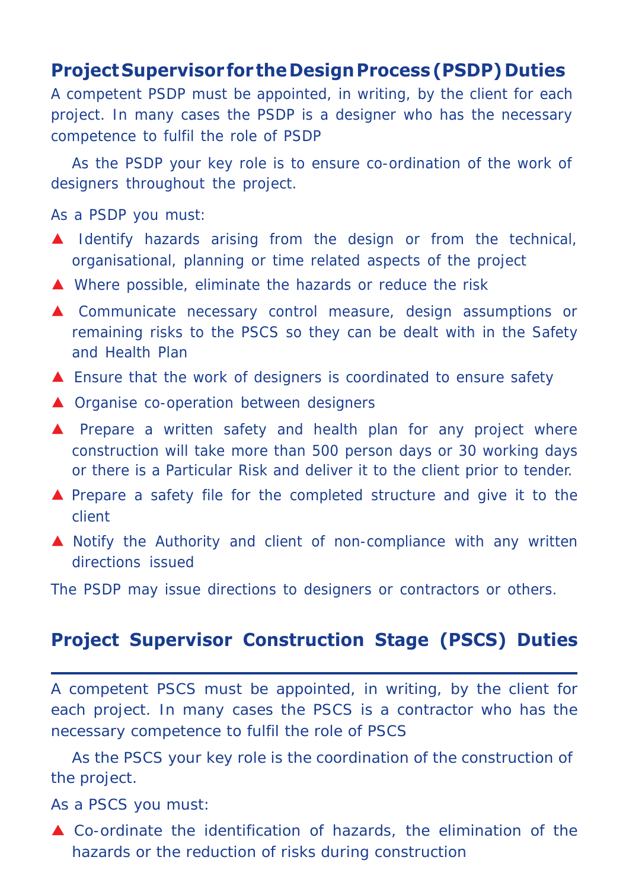## Project Supervisor for the Design Process (PSDP) Duties

A competent PSDP must be appointed, in writing, by the client for each project. In many cases the PSDP is a designer who has the necessary competence to fulfil the role of PSDP

As the PSDP your key role is to ensure co-ordination of the work of designers throughout the project.

As a PSDP you must:

- Identify hazards arising from the design or from the technical, organisational, planning or time related aspects of the project
- Where possible, eliminate the hazards or reduce the risk
- Communicate necessary control measure, design assumptions or remaining risks to the PSCS so they can be dealt with in the Safety and Health Plan
- Ensure that the work of designers is coordinated to ensure safety
- Organise co-operation between designers
- Prepare a written safety and health plan for any project where construction will take more than 500 person days or 30 working days or there is a Particular Risk and deliver it to the client prior to tender.
- Prepare a safety file for the completed structure and give it to the client
- Notify the Authority and client of non-compliance with any written directions issued

The PSDP may issue directions to designers or contractors or others.

## Project Supervisor Construction Stage (PSCS) Duties

A competent PSCS must be appointed, in writing, by the client for each project. In many cases the PSCS is a contractor who has the necessary competence to fulfil the role of PSCS

As the PSCS your key role is the coordination of the construction of the project.

As a PSCS you must:

- Co-ordinate the identification of hazards, the elimination of the hazards or the reduction of risks during construction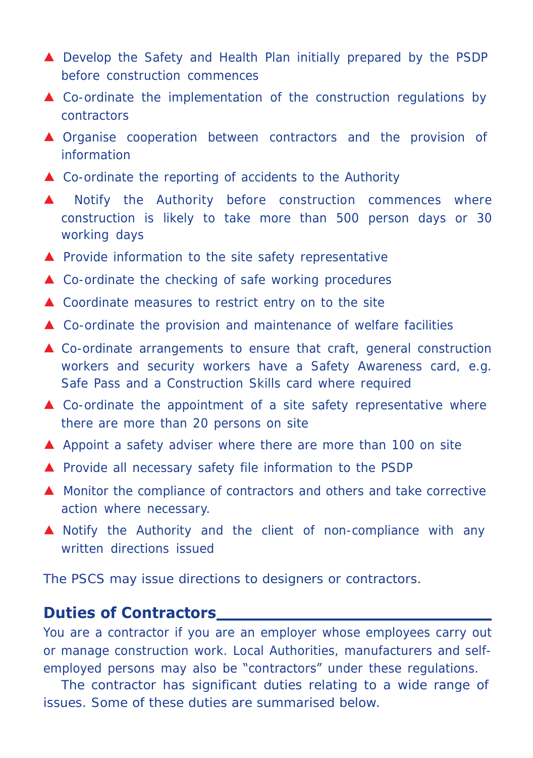- Develop the Safety and Health Plan initially prepared by the PSDP before construction commences
- Co-ordinate the implementation of the construction regulations by contractors
- Organise cooperation between contractors and the provision of information
- Co-ordinate the reporting of accidents to the Authority
- Notify the Authority before construction commences where construction is likely to take more than 500 person days or 30 working days
- Provide information to the site safety representative
- Co-ordinate the checking of safe working procedures
- Coordinate measures to restrict entry on to the site
- Co-ordinate the provision and maintenance of welfare facilities
- Co-ordinate arrangements to ensure that craft, general construction workers and security workers have a Safety Awareness card, e.g. Safe Pass and a Construction Skills card where required
- Co-ordinate the appointment of a site safety representative where there are more than 20 persons on site
- Appoint a safety adviser where there are more than 100 on site
- Provide all necessary safety file information to the PSDP
- Monitor the compliance of contractors and others and take corrective action where necessary.
- Notify the Authority and the client of non-compliance with any written directions issued

The PSCS may issue directions to designers or contractors.

## Duties of Contractors

You are a contractor if you are an employer whose employees carry out or manage construction work. Local Authorities, manufacturers and self-employed persons may also be “contractors” under these regulations.

The contractor has significant duties relating to a wide range of issues. Some of these duties are summarised below.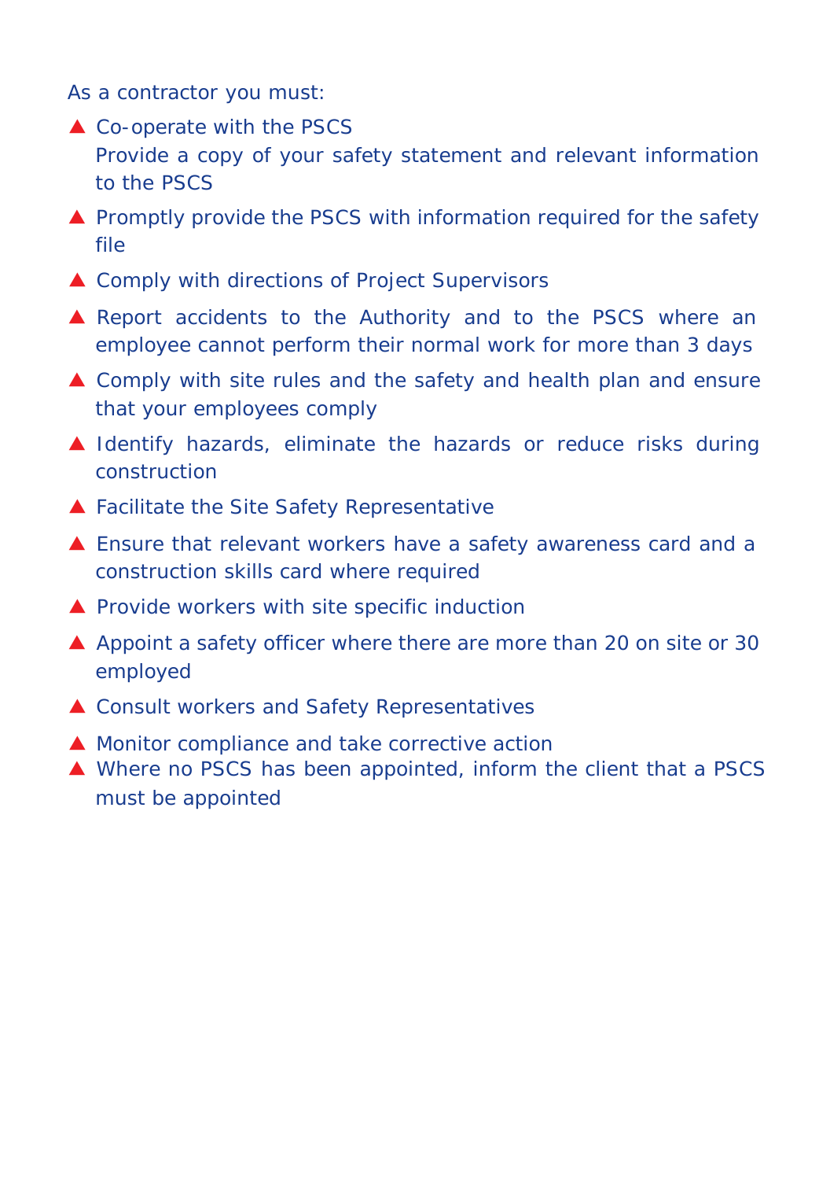As a contractor you must:

- Co-operate with the PSCS
  Provide a copy of your safety statement and relevant information to the PSCS
- Promptly provide the PSCS with information required for the safety file
- Comply with directions of Project Supervisors
- Report accidents to the Authority and to the PSCS where an employee cannot perform their normal work for more than 3 days
- Comply with site rules and the safety and health plan and ensure that your employees comply
- Identify hazards, eliminate the hazards or reduce risks during construction
- Facilitate the Site Safety Representative
- Ensure that relevant workers have a safety awareness card and a construction skills card where required
- Provide workers with site specific induction
- Appoint a safety officer where there are more than 20 on site or 30 employed
- Consult workers and Safety Representatives
- Monitor compliance and take corrective action
- Where no PSCS has been appointed, inform the client that a PSCS must be appointed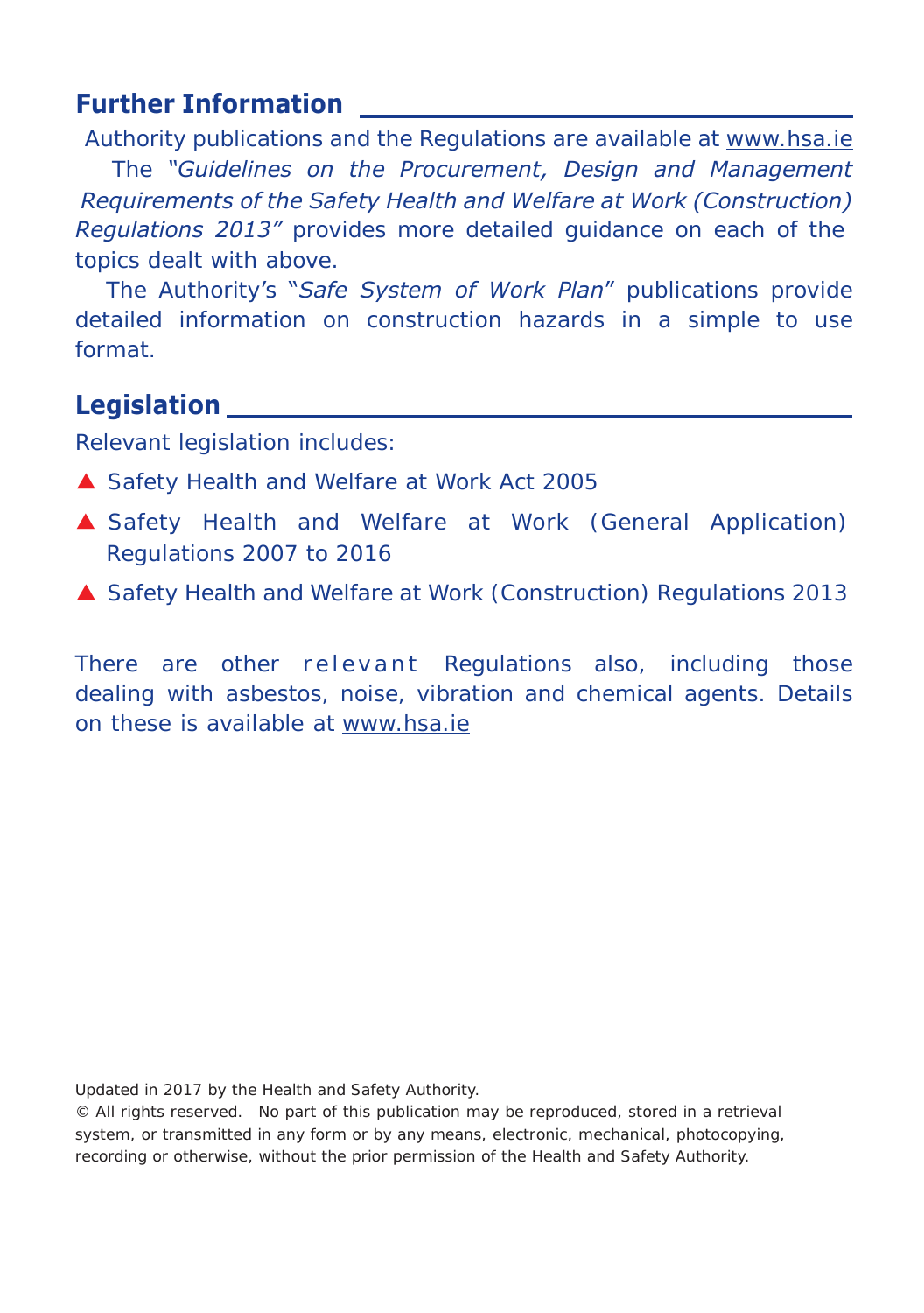## Further Information

Authority publications and the Regulations are available at www.hsa.ie

The *"Guidelines on the Procurement, Design and Management Requirements of the Safety Health and Welfare at Work (Construction) Regulations 2013"* provides more detailed guidance on each of the topics dealt with above.

The Authority's "*Safe System of Work Plan*" publications provide detailed information on construction hazards in a simple to use format.

## Legislation

Relevant legislation includes:

- Safety Health and Welfare at Work Act 2005
- Safety Health and Welfare at Work (General Application) Regulations 2007 to 2016
- Safety Health and Welfare at Work (Construction) Regulations 2013

There are other relevant Regulations also, including those dealing with asbestos, noise, vibration and chemical agents. Details on these is available at www.hsa.ie

Updated in 2017 by the Health and Safety Authority.
© All rights reserved. No part of this publication may be reproduced, stored in a retrieval system, or transmitted in any form or by any means, electronic, mechanical, photocopying, recording or otherwise, without the prior permission of the Health and Safety Authority.